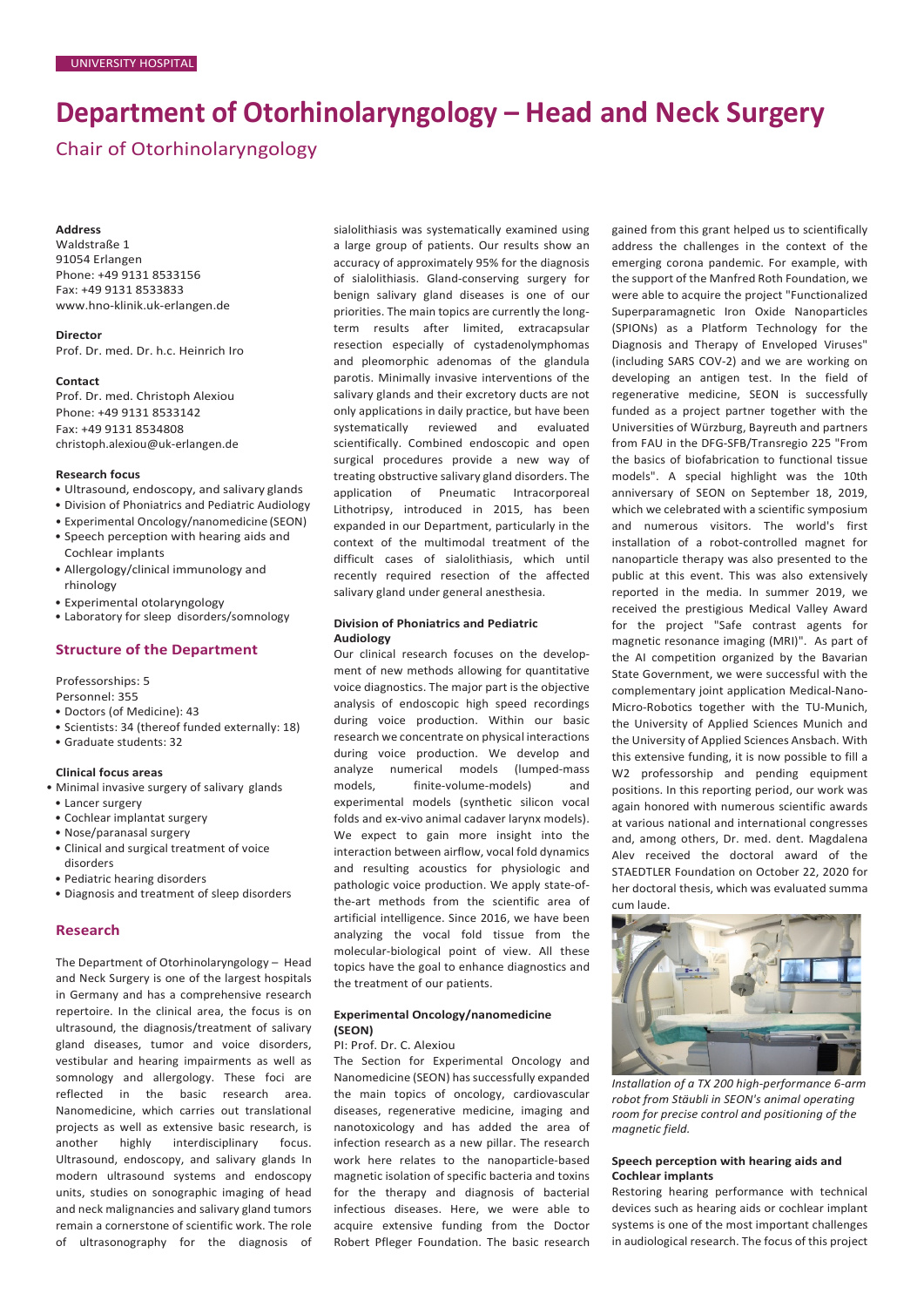UNIVERSITY HOSPITAL

# Department of Otorhinolaryngology – Head and Neck Surgery

## Chair of Otorhinolaryngology

**Address**
Waldstraße 1
91054 Erlangen
Phone: +49 9131 8533156
Fax: +49 9131 8533833
www.hno-klinik.uk-erlangen.de

**Director**
Prof. Dr. med. Dr. h.c. Heinrich Iro

**Contact**
Prof. Dr. med. Christoph Alexiou
Phone: +49 9131 8533142
Fax: +49 9131 8534808
christoph.alexiou@uk-erlangen.de

**Research focus**

- Ultrasound, endoscopy, and salivary glands
- Division of Phoniatrics and Pediatric Audiology
- Experimental Oncology/nanomedicine (SEON)
- Speech perception with hearing aids and Cochlear implants
- Allergology/clinical immunology and rhinology
- Experimental otolaryngology
- Laboratory for sleep disorders/somnology

### Structure of the Department

Professorships: 5
Personnel: 355

- Doctors (of Medicine): 43
- Scientists: 34 (thereof funded externally: 18)
- Graduate students: 32

**Clinical focus areas**

- Minimal invasive surgery of salivary glands
- Lancer surgery
- Cochlear implantat surgery
- Nose/paranasal surgery
- Clinical and surgical treatment of voice disorders
- Pediatric hearing disorders
- Diagnosis and treatment of sleep disorders

### Research

The Department of Otorhinolaryngology – Head and Neck Surgery is one of the largest hospitals in Germany and has a comprehensive research repertoire. In the clinical area, the focus is on ultrasound, the diagnosis/treatment of salivary gland diseases, tumor and voice disorders, vestibular and hearing impairments as well as somnology and allergology. These foci are reflected in the basic research area. Nanomedicine, which carries out translational projects as well as extensive basic research, is another highly interdisciplinary focus. Ultrasound, endoscopy, and salivary glands In modern ultrasound systems and endoscopy units, studies on sonographic imaging of head and neck malignancies and salivary gland tumors remain a cornerstone of scientific work. The role of ultrasonography for the diagnosis of sialolithiasis was systematically examined using a large group of patients. Our results show an accuracy of approximately 95% for the diagnosis of sialolithiasis. Gland-conserving surgery for benign salivary gland diseases is one of our priorities. The main topics are currently the long-term results after limited, extracapsular resection especially of cystadenolymphomas and pleomorphic adenomas of the glandula parotis. Minimally invasive interventions of the salivary glands and their excretory ducts are not only applications in daily practice, but have been systematically reviewed and evaluated scientifically. Combined endoscopic and open surgical procedures provide a new way of treating obstructive salivary gland disorders. The application of Pneumatic Intracorporeal Lithotripsy, introduced in 2015, has been expanded in our Department, particularly in the context of the multimodal treatment of the difficult cases of sialolithiasis, which until recently required resection of the affected salivary gland under general anesthesia.

**Division of Phoniatrics and Pediatric Audiology**

Our clinical research focuses on the development of new methods allowing for quantitative voice diagnostics. The major part is the objective analysis of endoscopic high speed recordings during voice production. Within our basic research we concentrate on physical interactions during voice production. We develop and analyze numerical models (lumped-mass models, finite-volume-models) and experimental models (synthetic silicon vocal folds and ex-vivo animal cadaver larynx models). We expect to gain more insight into the interaction between airflow, vocal fold dynamics and resulting acoustics for physiologic and pathologic voice production. We apply state-of-the-art methods from the scientific area of artificial intelligence. Since 2016, we have been analyzing the vocal fold tissue from the molecular-biological point of view. All these topics have the goal to enhance diagnostics and the treatment of our patients.

**Experimental Oncology/nanomedicine (SEON)**

PI: Prof. Dr. C. Alexiou

The Section for Experimental Oncology and Nanomedicine (SEON) has successfully expanded the main topics of oncology, cardiovascular diseases, regenerative medicine, imaging and nanotoxicology and has added the area of infection research as a new pillar. The research work here relates to the nanoparticle-based magnetic isolation of pathogens and toxins for the therapy and diagnosis of bacterial infectious diseases. Here, we were able to acquire extensive funding from the Doctor Robert Pfleger Foundation. The basic research gained from this grant helped us to scientifically address the challenges in the context of the emerging corona pandemic. For example, with the support of the Manfred Roth Foundation, we were able to acquire the project "Functionalized Superparamagnetic Iron Oxide Nanoparticles (SPIONs) as a Platform Technology for the Diagnosis and Therapy of Enveloped Viruses" (including SARS COV-2) and we are working on developing an antigen test. In the field of regenerative medicine, SEON is successfully funded as a project partner together with the Universities of Würzburg, Bayreuth and partners from FAU in the DFG-SFB/Transregio 225 "From the basics of biofabrication to functional tissue models". A special highlight was the 10th anniversary of SEON on September 18, 2019, which we celebrated with a scientific symposium and numerous visitors. The world's first installation of a robot-controlled magnet for nanoparticle therapy was also presented to the public at this event. This was also extensively reported in the media. In summer 2019, we received the prestigious Medical Valley Award for the project "Safe contrast agents for magnetic resonance imaging (MRI)". As part of the AI competition organized by the Bavarian State Government, we were successful with the complementary joint application Medical-Nano-Micro-Robotics together with the TU-Munich, the University of Applied Sciences Munich and the University of Applied Sciences Ansbach. With this extensive funding, it is now possible to fill a W2 professorship and pending equipment positions. In this reporting period, our work was again honored with numerous scientific awards at various national and international congresses and, among others, Dr. med. dent. Magdalena Alev received the doctoral award of the STAEDTLER Foundation on October 22, 2020 for her doctoral thesis, which was evaluated summa cum laude.

*Installation of a TX 200 high-performance 6-arm robot from Stäubli in SEON's animal operating room for precise control and positioning of the magnetic field.*

**Speech perception with hearing aids and Cochlear implants**

Restoring hearing performance with technical devices such as hearing aids or cochlear implant systems is one of the most important challenges in audiological research. The focus of this project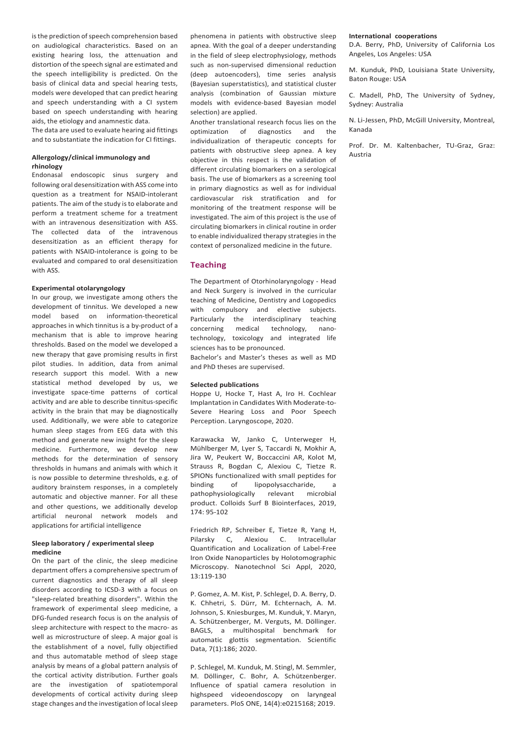is the prediction of speech comprehension based on audiological characteristics. Based on an existing hearing loss, the attenuation and distortion of the speech signal are estimated and the speech intelligibility is predicted. On the basis of clinical data and special hearing tests, models were developed that can predict hearing and speech understanding with a CI system based on speech understanding with hearing aids, the etiology and anamnestic data.

The data are used to evaluate hearing aid fittings and to substantiate the indication for CI fittings.

#### Allergology/clinical immunology and rhinology

Endonasal endoscopic sinus surgery and following oral desensitization with ASS come into question as a treatment for NSAID-intolerant patients. The aim of the study is to elaborate and perform a treatment scheme for a treatment with an intravenous desensitization with ASS. The collected data of the intravenous desensitization as an efficient therapy for patients with NSAID-intolerance is going to be evaluated and compared to oral desensitization with ASS.

#### Experimental otolaryngology

In our group, we investigate among others the development of tinnitus. We developed a new model based on information-theoretical approaches in which tinnitus is a by-product of a mechanism that is able to improve hearing thresholds. Based on the model we developed a new therapy that gave promising results in first pilot studies. In addition, data from animal research support this model. With a new statistical method developed by us, we investigate space-time patterns of cortical activity and are able to describe tinnitus-specific activity in the brain that may be diagnostically used. Additionally, we were able to categorize human sleep stages from EEG data with this method and generate new insight for the sleep medicine. Furthermore, we develop new methods for the determination of sensory thresholds in humans and animals with which it is now possible to determine thresholds, e.g. of auditory brainstem responses, in a completely automatic and objective manner. For all these and other questions, we additionally develop artificial neuronal network models and applications for artificial intelligence

#### Sleep laboratory / experimental sleep medicine

On the part of the clinic, the sleep medicine department offers a comprehensive spectrum of current diagnostics and therapy of all sleep disorders according to ICSD-3 with a focus on "sleep-related breathing disorders". Within the framework of experimental sleep medicine, a DFG-funded research focus is on the analysis of sleep architecture with respect to the macro- as well as microstructure of sleep. A major goal is the establishment of a novel, fully objectified and thus automatable method of sleep stage analysis by means of a global pattern analysis of the cortical activity distribution. Further goals are the investigation of spatiotemporal developments of cortical activity during sleep stage changes and the investigation of local sleep phenomena in patients with obstructive sleep apnea. With the goal of a deeper understanding in the field of sleep electrophysiology, methods such as non-supervised dimensional reduction (deep autoencoders), time series analysis (Bayesian superstatistics), and statistical cluster analysis (combination of Gaussian mixture models with evidence-based Bayesian model selection) are applied.

Another translational research focus lies on the optimization of diagnostics and the individualization of therapeutic concepts for patients with obstructive sleep apnea. A key objective in this respect is the validation of different circulating biomarkers on a serological basis. The use of biomarkers as a screening tool in primary diagnostics as well as for individual cardiovascular risk stratification and for monitoring of the treatment response will be investigated. The aim of this project is the use of circulating biomarkers in clinical routine in order to enable individualized therapy strategies in the context of personalized medicine in the future.

## Teaching

The Department of Otorhinolaryngology - Head and Neck Surgery is involved in the curricular teaching of Medicine, Dentistry and Logopedics with compulsory and elective subjects. Particularly the interdisciplinary teaching concerning medical technology, nano-technology, toxicology and integrated life sciences has to be pronounced.

Bachelor's and Master's theses as well as MD and PhD theses are supervised.

#### Selected publications

Hoppe U, Hocke T, Hast A, Iro H. Cochlear Implantation in Candidates With Moderate-to-Severe Hearing Loss and Poor Speech Perception. Laryngoscope, 2020.

Karawacka W, Janko C, Unterweger H, Mühlberger M, Lyer S, Taccardi N, Mokhir A, Jira W, Peukert W, Boccaccini AR, Kolot M, Strauss R, Bogdan C, Alexiou C, Tietze R. SPIONs functionalized with small peptides for binding of lipopolysaccharide, a pathophysiologically relevant microbial product. Colloids Surf B Biointerfaces, 2019, 174: 95-102

Friedrich RP, Schreiber E, Tietze R, Yang H, Pilarsky C, Alexiou C. Intracellular Quantification and Localization of Label-Free Iron Oxide Nanoparticles by Holotomographic Microscopy. Nanotechnol Sci Appl, 2020, 13:119-130

P. Gomez, A. M. Kist, P. Schlegel, D. A. Berry, D. K. Chhetri, S. Dürr, M. Echternach, A. M. Johnson, S. Kniesburges, M. Kunduk, Y. Maryn, A. Schützenberger, M. Verguts, M. Döllinger. BAGLS, a multihospital benchmark for automatic glottis segmentation. Scientific Data, 7(1):186; 2020.

P. Schlegel, M. Kunduk, M. Stingl, M. Semmler, M. Döllinger, C. Bohr, A. Schützenberger. Influence of spatial camera resolution in highspeed videoendoscopy on laryngeal parameters. PloS ONE, 14(4):e0215168; 2019.

#### International cooperations

D.A. Berry, PhD, University of California Los Angeles, Los Angeles: USA

M. Kunduk, PhD, Louisiana State University, Baton Rouge: USA

C. Madell, PhD, The University of Sydney, Sydney: Australia

N. Li-Jessen, PhD, McGill University, Montreal, Kanada

Prof. Dr. M. Kaltenbacher, TU-Graz, Graz: Austria